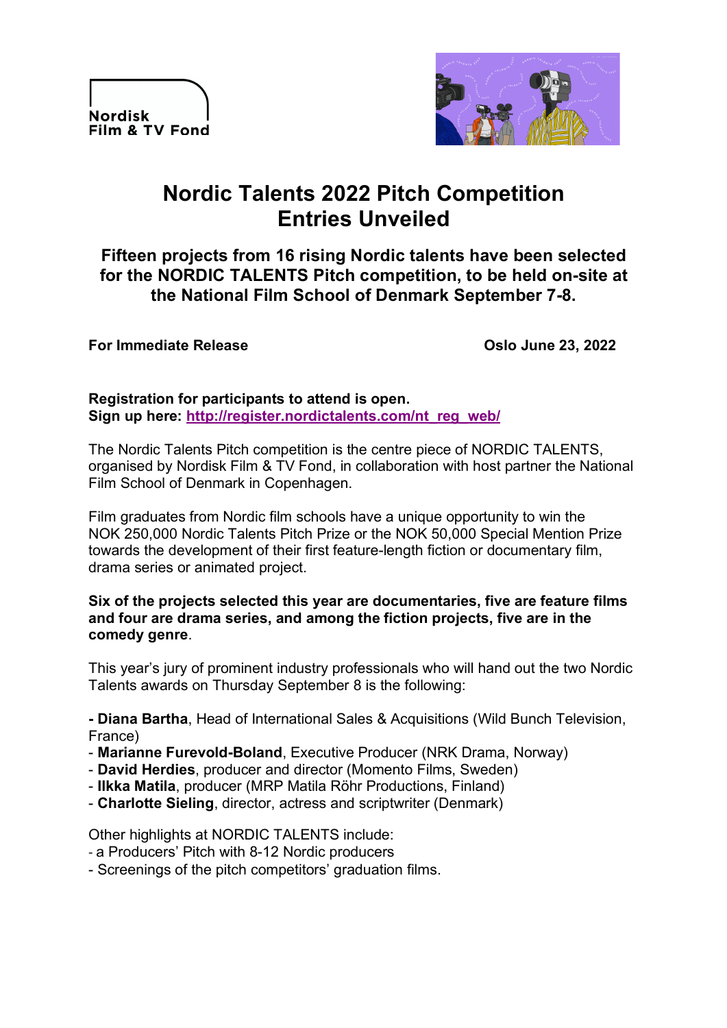Nordisk
Film & TV Fond

# Nordic Talents 2022 Pitch Competition Entries Unveiled

## Fifteen projects from 16 rising Nordic talents have been selected for the NORDIC TALENTS Pitch competition, to be held on-site at the National Film School of Denmark September 7-8.

**For Immediate Release** **Oslo June 23, 2022**

**Registration for participants to attend is open.**
**Sign up here: [http://register.nordictalents.com/nt_reg_web/](http://register.nordictalents.com/nt_reg_web/)**

The Nordic Talents Pitch competition is the centre piece of NORDIC TALENTS, organised by Nordisk Film & TV Fond, in collaboration with host partner the National Film School of Denmark in Copenhagen.

Film graduates from Nordic film schools have a unique opportunity to win the NOK 250,000 Nordic Talents Pitch Prize or the NOK 50,000 Special Mention Prize towards the development of their first feature-length fiction or documentary film, drama series or animated project.

**Six of the projects selected this year are documentaries, five are feature films and four are drama series, and among the fiction projects, five are in the comedy genre**.

This year's jury of prominent industry professionals who will hand out the two Nordic Talents awards on Thursday September 8 is the following:

- **Diana Bartha**, Head of International Sales & Acquisitions (Wild Bunch Television, France)
- **Marianne Furevold-Boland**, Executive Producer (NRK Drama, Norway)
- **David Herdies**, producer and director (Momento Films, Sweden)
- **Ilkka Matila**, producer (MRP Matila Röhr Productions, Finland)
- **Charlotte Sieling**, director, actress and scriptwriter (Denmark)

Other highlights at NORDIC TALENTS include:
- a Producers' Pitch with 8-12 Nordic producers
- Screenings of the pitch competitors' graduation films.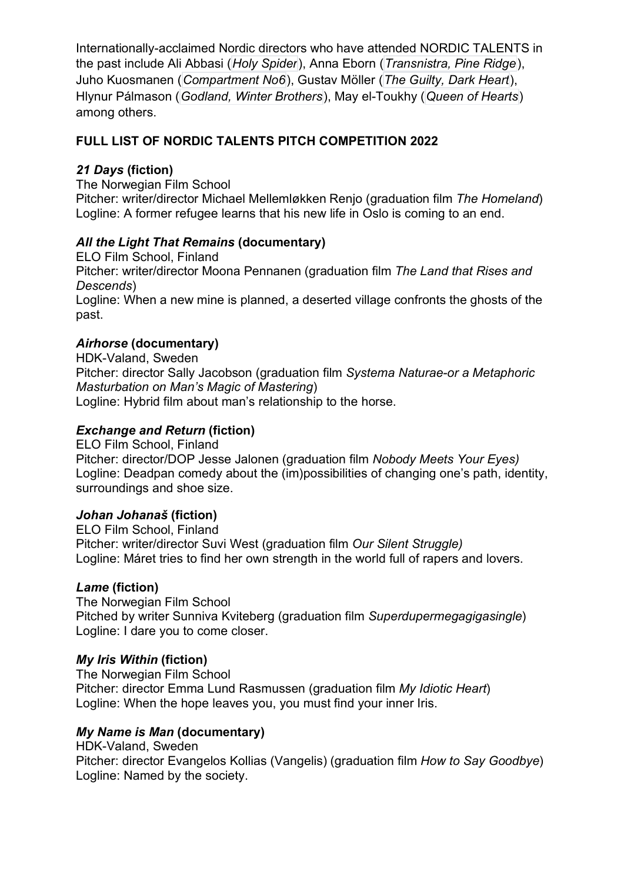Internationally-acclaimed Nordic directors who have attended NORDIC TALENTS in the past include Ali Abbasi (*Holy Spider*), Anna Eborn (*Transnistra, Pine Ridge*), Juho Kuosmanen (*Compartment No6*), Gustav Möller (*The Guilty, Dark Heart*), Hlynur Pálmason (*Godland, Winter Brothers*), May el-Toukhy (*Queen of Hearts*) among others.

## FULL LIST OF NORDIC TALENTS PITCH COMPETITION 2022

### *21 Days* (fiction)

The Norwegian Film School
Pitcher: writer/director Michael Mellemløkken Renjo (graduation film *The Homeland*)
Logline: A former refugee learns that his new life in Oslo is coming to an end.

### *All the Light That Remains* (documentary)

ELO Film School, Finland
Pitcher: writer/director Moona Pennanen (graduation film *The Land that Rises and Descends*)
Logline: When a new mine is planned, a deserted village confronts the ghosts of the past.

### *Airhorse* (documentary)

HDK-Valand, Sweden
Pitcher: director Sally Jacobson (graduation film *Systema Naturae-or a Metaphoric Masturbation on Man's Magic of Mastering*)
Logline: Hybrid film about man's relationship to the horse.

### *Exchange and Return* (fiction)

ELO Film School, Finland
Pitcher: director/DOP Jesse Jalonen (graduation film *Nobody Meets Your Eyes)*
Logline: Deadpan comedy about the (im)possibilities of changing one's path, identity, surroundings and shoe size.

### *Johan Johanaš* (fiction)

ELO Film School, Finland
Pitcher: writer/director Suvi West (graduation film *Our Silent Struggle)*
Logline: Máret tries to find her own strength in the world full of rapers and lovers.

### *Lame* (fiction)

The Norwegian Film School
Pitched by writer Sunniva Kviteberg (graduation film *Superdupermegagigasingle*)
Logline: I dare you to come closer.

### *My Iris Within* (fiction)

The Norwegian Film School
Pitcher: director Emma Lund Rasmussen (graduation film *My Idiotic Heart*)
Logline: When the hope leaves you, you must find your inner Iris.

### *My Name is Man* (documentary)

HDK-Valand, Sweden
Pitcher: director Evangelos Kollias (Vangelis) (graduation film *How to Say Goodbye*)
Logline: Named by the society.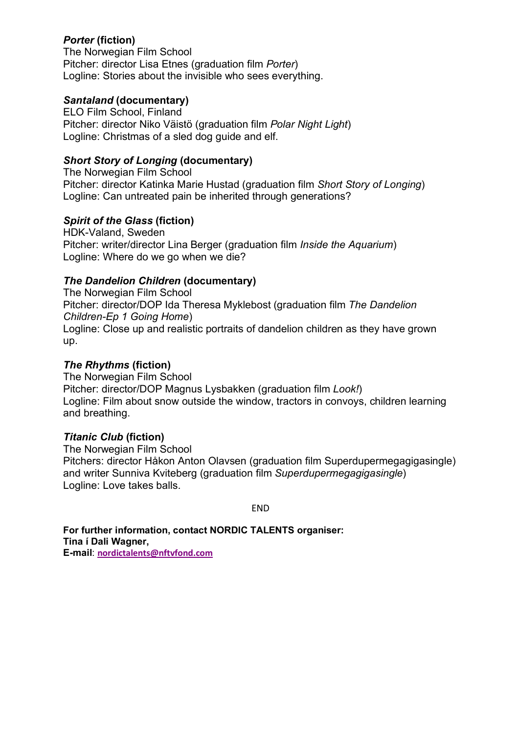***Porter*** **(fiction)**
The Norwegian Film School
Pitcher: director Lisa Etnes (graduation film *Porter*)
Logline: Stories about the invisible who sees everything.

***Santaland*** **(documentary)**
ELO Film School, Finland
Pitcher: director Niko Väistö (graduation film *Polar Night Light*)
Logline: Christmas of a sled dog guide and elf.

***Short Story of Longing*** **(documentary)**
The Norwegian Film School
Pitcher: director Katinka Marie Hustad (graduation film *Short Story of Longing*)
Logline: Can untreated pain be inherited through generations?

***Spirit of the Glass*** **(fiction)**
HDK-Valand, Sweden
Pitcher: writer/director Lina Berger (graduation film *Inside the Aquarium*)
Logline: Where do we go when we die?

***The Dandelion Children*** **(documentary)**
The Norwegian Film School
Pitcher: director/DOP Ida Theresa Myklebost (graduation film *The Dandelion Children-Ep 1 Going Home*)
Logline: Close up and realistic portraits of dandelion children as they have grown up.

***The Rhythms*** **(fiction)**
The Norwegian Film School
Pitcher: director/DOP Magnus Lysbakken (graduation film *Look!*)
Logline: Film about snow outside the window, tractors in convoys, children learning and breathing.

***Titanic Club*** **(fiction)**
The Norwegian Film School
Pitchers: director Håkon Anton Olavsen (graduation film Superdupermegagigasingle) and writer Sunniva Kviteberg (graduation film *Superdupermegagigasingle*)
Logline: Love takes balls.

END

**For further information, contact NORDIC TALENTS organiser:**
**Tina í Dali Wagner,**
**E-mail**: nordictalents@nftvfond.com